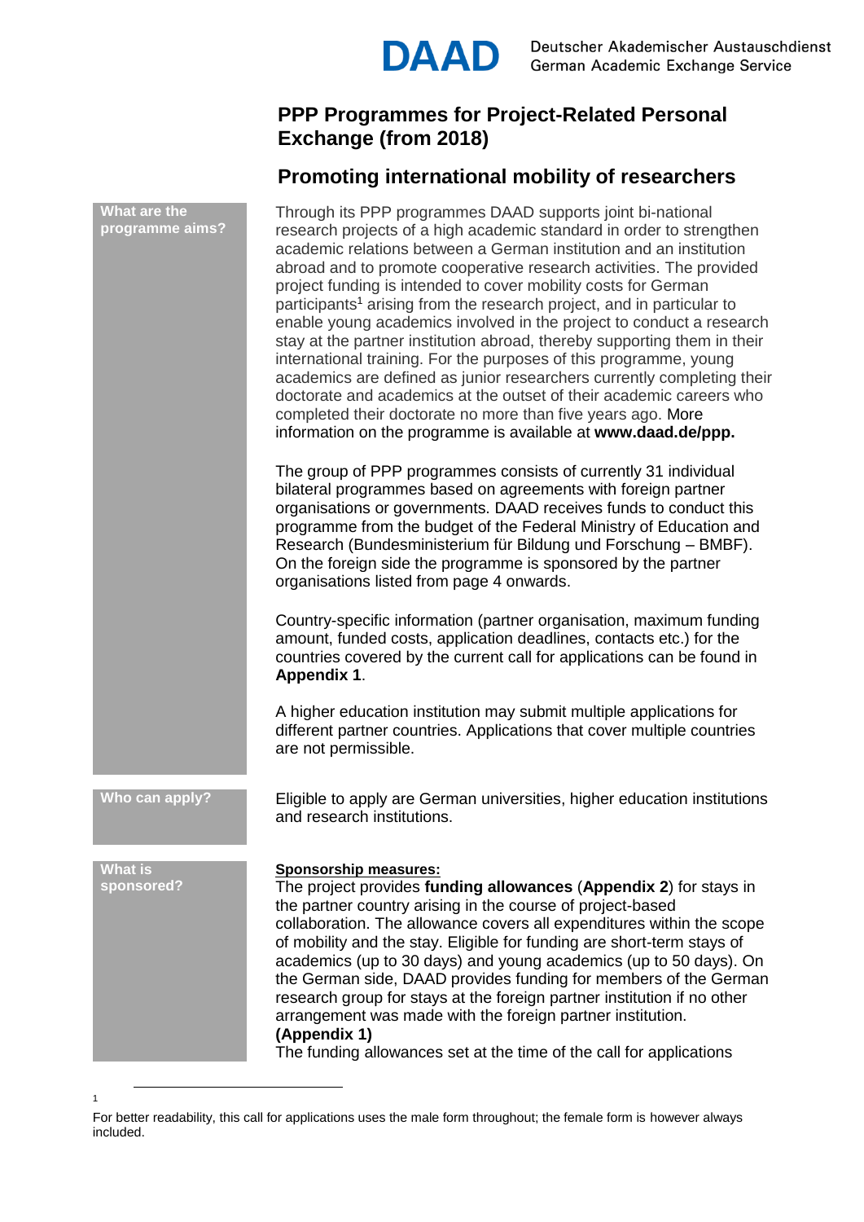DAAD Deutscher Akademischer Austauschdienst German Academic Exchange Service

# PPP Programmes for Project-Related Personal Exchange (from 2018)

## Promoting international mobility of researchers

**What are the programme aims?**

Through its PPP programmes DAAD supports joint bi-national research projects of a high academic standard in order to strengthen academic relations between a German institution and an institution abroad and to promote cooperative research activities. The provided project funding is intended to cover mobility costs for German participants[1] arising from the research project, and in particular to enable young academics involved in the project to conduct a research stay at the partner institution abroad, thereby supporting them in their international training. For the purposes of this programme, young academics are defined as junior researchers currently completing their doctorate and academics at the outset of their academic careers who completed their doctorate no more than five years ago. More information on the programme is available at **www.daad.de/ppp.**

The group of PPP programmes consists of currently 31 individual bilateral programmes based on agreements with foreign partner organisations or governments. DAAD receives funds to conduct this programme from the budget of the Federal Ministry of Education and Research (Bundesministerium für Bildung und Forschung – BMBF). On the foreign side the programme is sponsored by the partner organisations listed from page 4 onwards.

Country-specific information (partner organisation, maximum funding amount, funded costs, application deadlines, contacts etc.) for the countries covered by the current call for applications can be found in **Appendix 1**.

A higher education institution may submit multiple applications for different partner countries. Applications that cover multiple countries are not permissible.

**Who can apply?**

Eligible to apply are German universities, higher education institutions and research institutions.

**What is sponsored?**

**Sponsorship measures:**

The project provides **funding allowances** (**Appendix 2**) for stays in the partner country arising in the course of project-based collaboration. The allowance covers all expenditures within the scope of mobility and the stay. Eligible for funding are short-term stays of academics (up to 30 days) and young academics (up to 50 days). On the German side, DAAD provides funding for members of the German research group for stays at the foreign partner institution if no other arrangement was made with the foreign partner institution. **(Appendix 1)**

The funding allowances set at the time of the call for applications

[1] For better readability, this call for applications uses the male form throughout; the female form is however always included.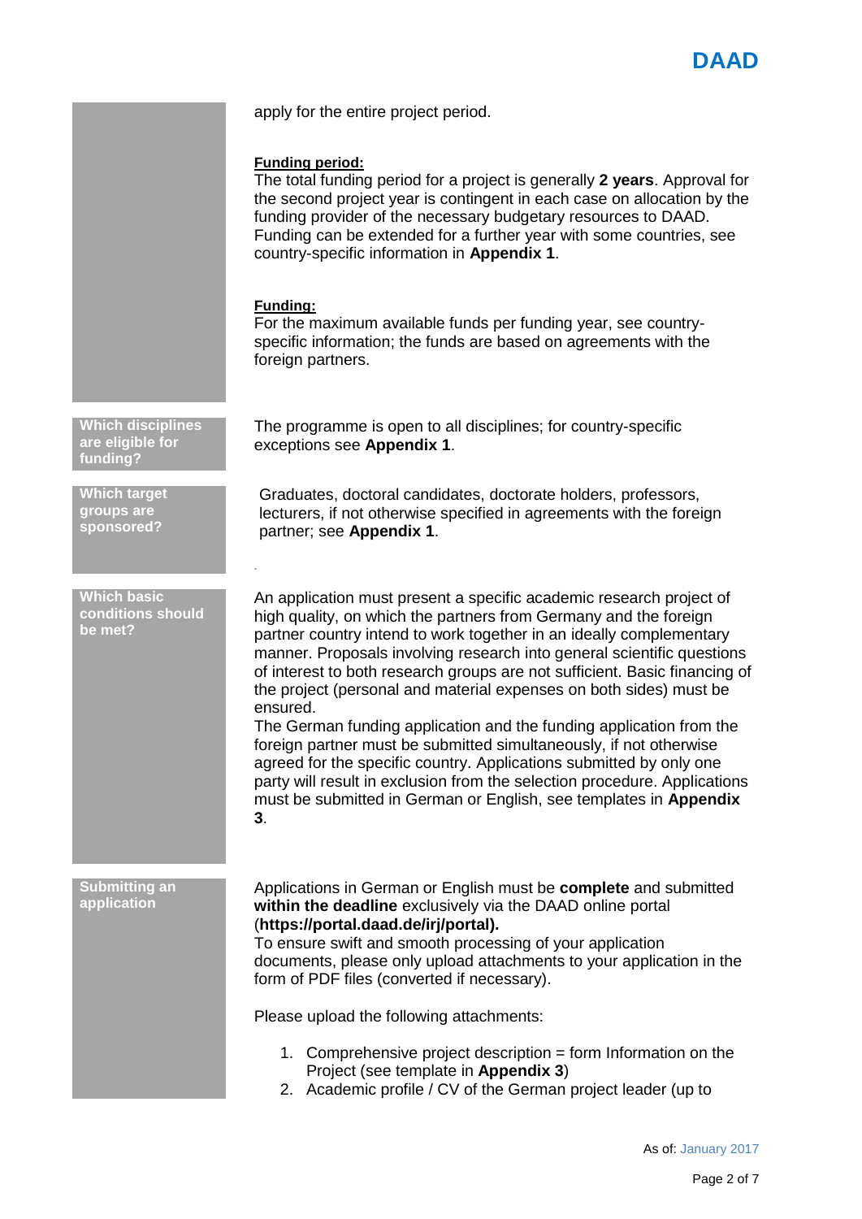apply for the entire project period.

**Funding period:**
The total funding period for a project is generally **2 years**. Approval for the second project year is contingent in each case on allocation by the funding provider of the necessary budgetary resources to DAAD. Funding can be extended for a further year with some countries, see country-specific information in **Appendix 1**.

**Funding:**
For the maximum available funds per funding year, see country-specific information; the funds are based on agreements with the foreign partners.

**Which disciplines are eligible for funding?**

The programme is open to all disciplines; for country-specific exceptions see **Appendix 1**.

**Which target groups are sponsored?**

Graduates, doctoral candidates, doctorate holders, professors, lecturers, if not otherwise specified in agreements with the foreign partner; see **Appendix 1**.

**Which basic conditions should be met?**

An application must present a specific academic research project of high quality, on which the partners from Germany and the foreign partner country intend to work together in an ideally complementary manner. Proposals involving research into general scientific questions of interest to both research groups are not sufficient. Basic financing of the project (personal and material expenses on both sides) must be ensured.
The German funding application and the funding application from the foreign partner must be submitted simultaneously, if not otherwise agreed for the specific country. Applications submitted by only one party will result in exclusion from the selection procedure. Applications must be submitted in German or English, see templates in **Appendix 3**.

**Submitting an application**

Applications in German or English must be **complete** and submitted **within the deadline** exclusively via the DAAD online portal (**https://portal.daad.de/irj/portal).**
To ensure swift and smooth processing of your application documents, please only upload attachments to your application in the form of PDF files (converted if necessary).

Please upload the following attachments:

1. Comprehensive project description = form Information on the Project (see template in **Appendix 3**)
2. Academic profile / CV of the German project leader (up to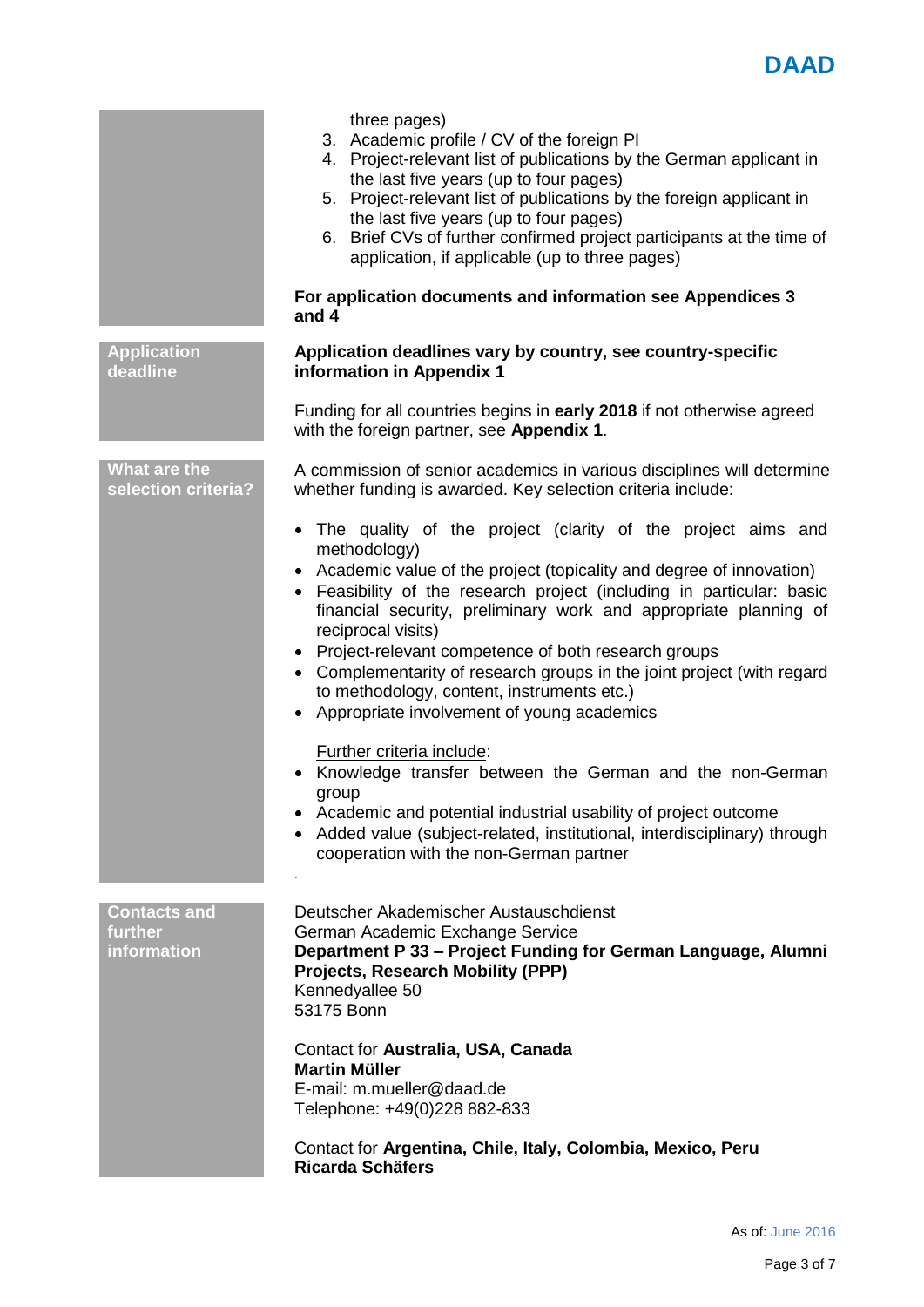three pages)
3. Academic profile / CV of the foreign PI
4. Project-relevant list of publications by the German applicant in the last five years (up to four pages)
5. Project-relevant list of publications by the foreign applicant in the last five years (up to four pages)
6. Brief CVs of further confirmed project participants at the time of application, if applicable (up to three pages)

**For application documents and information see Appendices 3 and 4**

## Application deadline

**Application deadlines vary by country, see country-specific information in Appendix 1**

Funding for all countries begins in **early 2018** if not otherwise agreed with the foreign partner, see **Appendix 1**.

## What are the selection criteria?

A commission of senior academics in various disciplines will determine whether funding is awarded. Key selection criteria include:

- The quality of the project (clarity of the project aims and methodology)
- Academic value of the project (topicality and degree of innovation)
- Feasibility of the research project (including in particular: basic financial security, preliminary work and appropriate planning of reciprocal visits)
- Project-relevant competence of both research groups
- Complementarity of research groups in the joint project (with regard to methodology, content, instruments etc.)
- Appropriate involvement of young academics

Further criteria include:

- Knowledge transfer between the German and the non-German group
- Academic and potential industrial usability of project outcome
- Added value (subject-related, institutional, interdisciplinary) through cooperation with the non-German partner

## Contacts and further information

Deutscher Akademischer Austauschdienst
German Academic Exchange Service
**Department P 33 – Project Funding for German Language, Alumni Projects, Research Mobility (PPP)**
Kennedyallee 50
53175 Bonn

Contact for **Australia, USA, Canada**
**Martin Müller**
E-mail: m.mueller@daad.de
Telephone: +49(0)228 882-833

Contact for **Argentina, Chile, Italy, Colombia, Mexico, Peru**
**Ricarda Schäfers**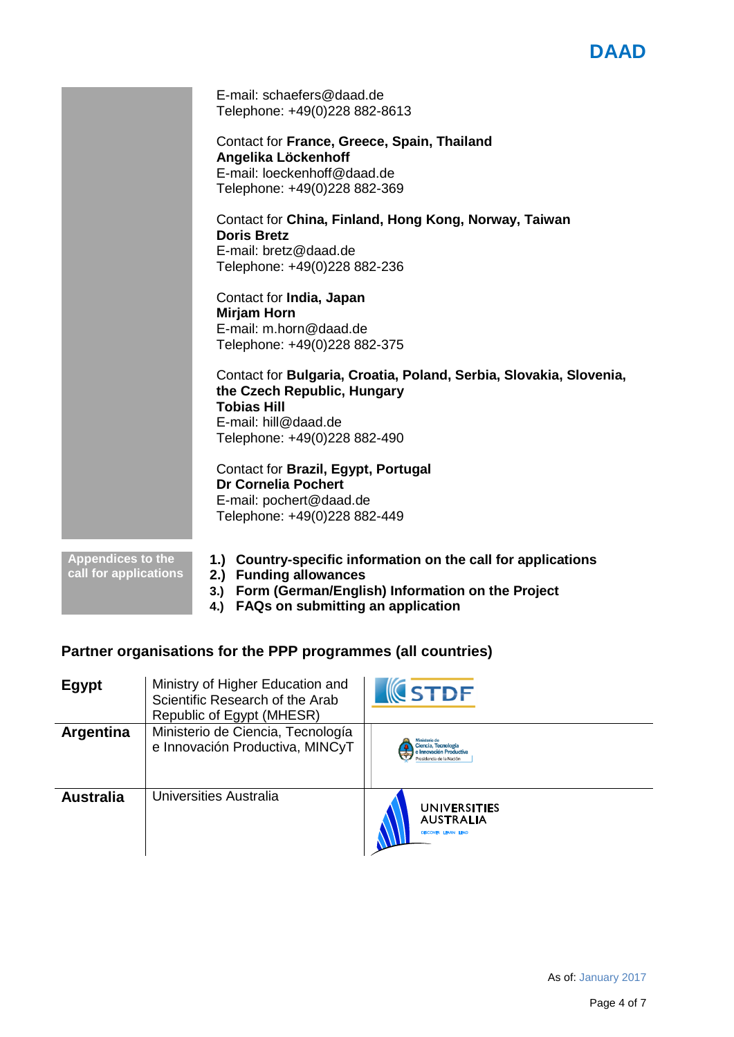E-mail: schaefers@daad.de
Telephone: +49(0)228 882-8613

Contact for **France, Greece, Spain, Thailand**
**Angelika Löckenhoff**
E-mail: loeckenhoff@daad.de
Telephone: +49(0)228 882-369

Contact for **China, Finland, Hong Kong, Norway, Taiwan**
**Doris Bretz**
E-mail: bretz@daad.de
Telephone: +49(0)228 882-236

Contact for **India, Japan**
**Mirjam Horn**
E-mail: m.horn@daad.de
Telephone: +49(0)228 882-375

Contact for **Bulgaria, Croatia, Poland, Serbia, Slovakia, Slovenia, the Czech Republic, Hungary**
**Tobias Hill**
E-mail: hill@daad.de
Telephone: +49(0)228 882-490

Contact for **Brazil, Egypt, Portugal**
**Dr Cornelia Pochert**
E-mail: pochert@daad.de
Telephone: +49(0)228 882-449

**Appendices to the call for applications**

1. **Country-specific information on the call for applications**
2. **Funding allowances**
3. **Form (German/English) Information on the Project**
4. **FAQs on submitting an application**

## Partner organisations for the PPP programmes (all countries)

| | | |
|---|---|---|
| **Egypt** | Ministry of Higher Education and Scientific Research of the Arab Republic of Egypt (MHESR) | STDF |
| **Argentina** | Ministerio de Ciencia, Tecnología e Innovación Productiva, MINCyT | Ministerio de Ciencia, Tecnología e Innovación Productiva Presidencia de la Nación |
| **Australia** | Universities Australia | UNIVERSITIES AUSTRALIA DISCOVER LEARN LEAD |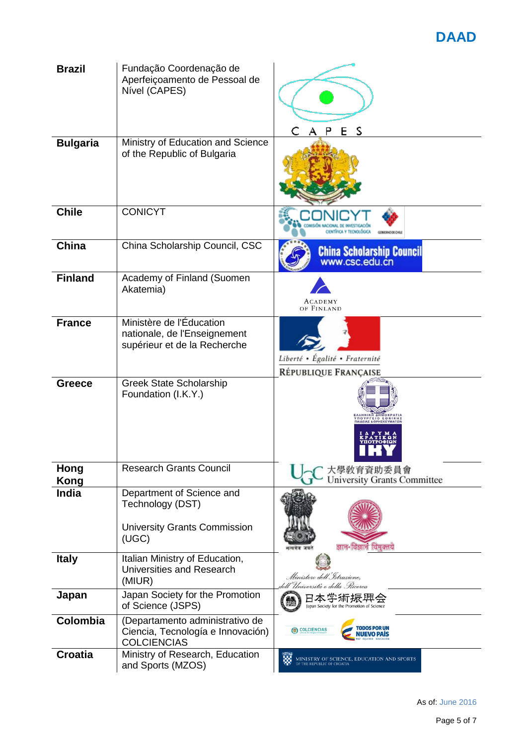| | | |
|---|---|---|
| **Brazil** | Fundação Coordenação de Aperfeiçoamento de Pessoal de Nível (CAPES) | CAPES |
| **Bulgaria** | Ministry of Education and Science of the Republic of Bulgaria | |
| **Chile** | CONICYT | CONICYT COMISIÓN NACIONAL DE INVESTIGACIÓN CIENTÍFICA Y TECNOLÓGICA GOBIERNO DE CHILE |
| **China** | China Scholarship Council, CSC | China Scholarship Council www.csc.edu.cn |
| **Finland** | Academy of Finland (Suomen Akatemia) | ACADEMY OF FINLAND |
| **France** | Ministère de l'Éducation nationale, de l'Enseignement supérieur et de la Recherche | Liberté • Égalité • Fraternité RÉPUBLIQUE FRANÇAISE |
| **Greece** | Greek State Scholarship Foundation (I.K.Y.) | ΕΛΛΗΝΙΚΗ ΔΗΜΟΚΡΑΤΙΑ ΥΠΟΥΡΓΕΙΟ ΕΘΝΙΚΗΣ ΠΑΙΔΕΙΑΣ & ΘΡΗΣΚΕΥΜΑΤΩΝ ΙΔΡΥΜΑ ΚΡΑΤΙΚΩΝ ΥΠΟΤΡΟΦΙΩΝ IKY |
| **Hong Kong** | Research Grants Council | UGC 大學教育資助委員會 University Grants Committee |
| **India** | Department of Science and Technology (DST)<br><br>University Grants Commission (UGC) | सत्यमेव जयते ज्ञान-विज्ञान विमुक्तये |
| **Italy** | Italian Ministry of Education, Universities and Research (MIUR) | Ministero dell'Istruzione, dell'Università e della Ricerca |
| **Japan** | Japan Society for the Promotion of Science (JSPS) | 日本学術振興会 Japan Society for the Promotion of Science |
| **Colombia** | (Departamento administrativo de Ciencia, Tecnología e Innovación) COLCIENCIAS | COLCIENCIAS TODOS POR UN NUEVO PAÍS PAZ EQUIDAD EDUCACIÓN |
| **Croatia** | Ministry of Research, Education and Sports (MZOS) | MINISTRY OF SCIENCE, EDUCATION AND SPORTS OF THE REPUBLIC OF CROATIA |

As of: June 2016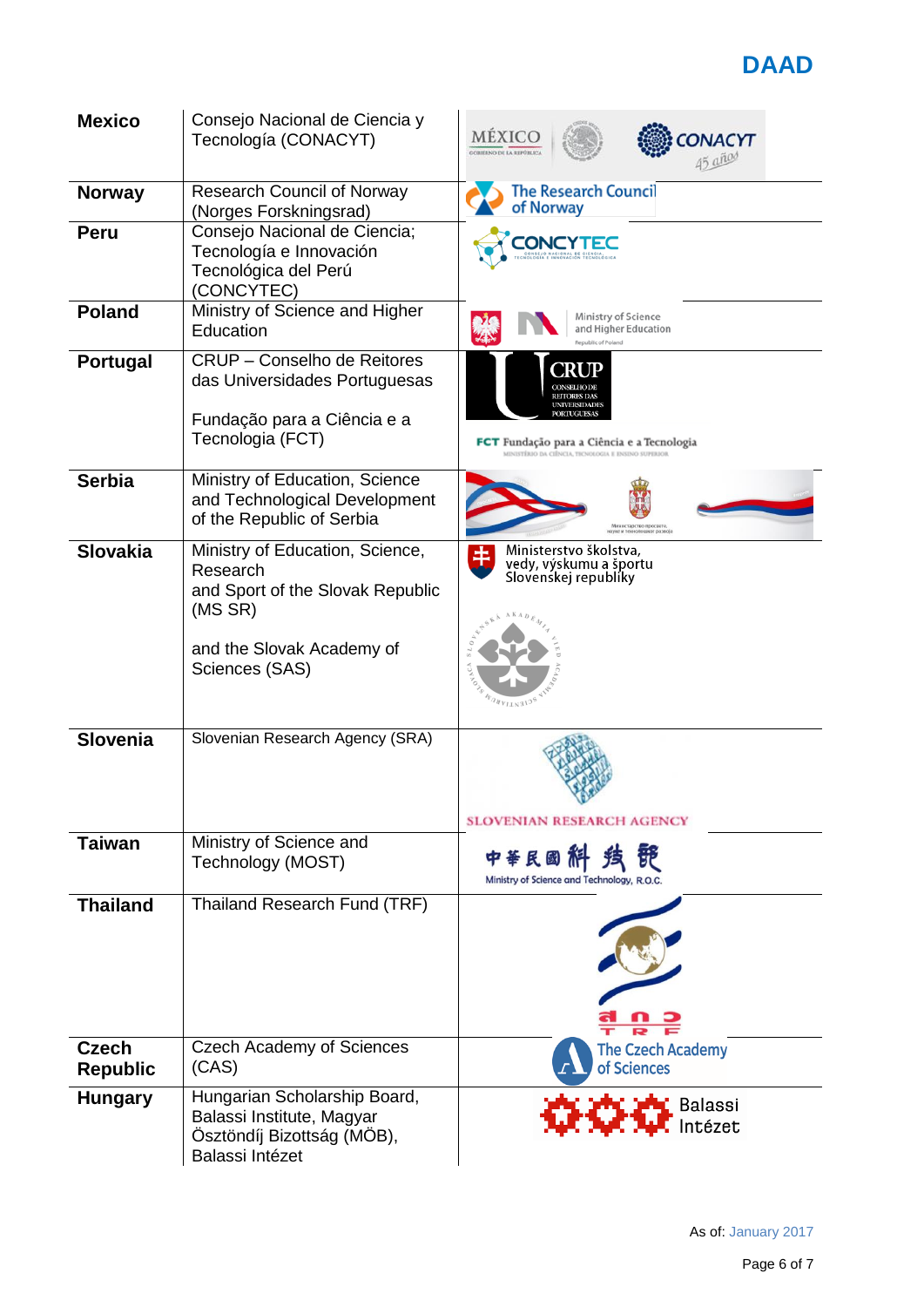| | | |
|---|---|---|
| **Mexico** | Consejo Nacional de Ciencia y Tecnología (CONACYT) | |
| **Norway** | Research Council of Norway (Norges Forskningsrad) | |
| **Peru** | Consejo Nacional de Ciencia; Tecnología e Innovación Tecnológica del Perú (CONCYTEC) | |
| **Poland** | Ministry of Science and Higher Education | |
| **Portugal** | CRUP – Conselho de Reitores das Universidades Portuguesas<br><br>Fundação para a Ciência e a Tecnologia (FCT) | |
| **Serbia** | Ministry of Education, Science and Technological Development of the Republic of Serbia | |
| **Slovakia** | Ministry of Education, Science, Research and Sport of the Slovak Republic (MS SR)<br><br>and the Slovak Academy of Sciences (SAS) | |
| **Slovenia** | Slovenian Research Agency (SRA) | |
| **Taiwan** | Ministry of Science and Technology (MOST) | |
| **Thailand** | Thailand Research Fund (TRF) | |
| **Czech Republic** | Czech Academy of Sciences (CAS) | |
| **Hungary** | Hungarian Scholarship Board, Balassi Institute, Magyar Ösztöndíj Bizottság (MÖB), Balassi Intézet | |

As of: January 2017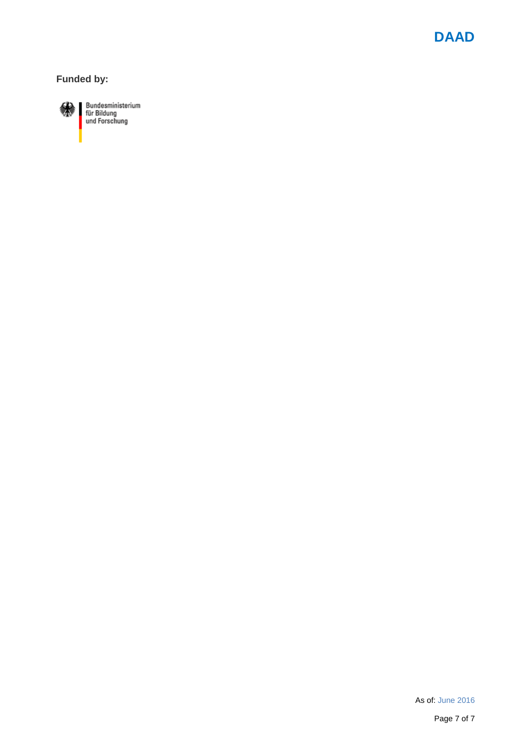**Funded by:**

Bundesministerium
für Bildung
und Forschung

As of: June 2016